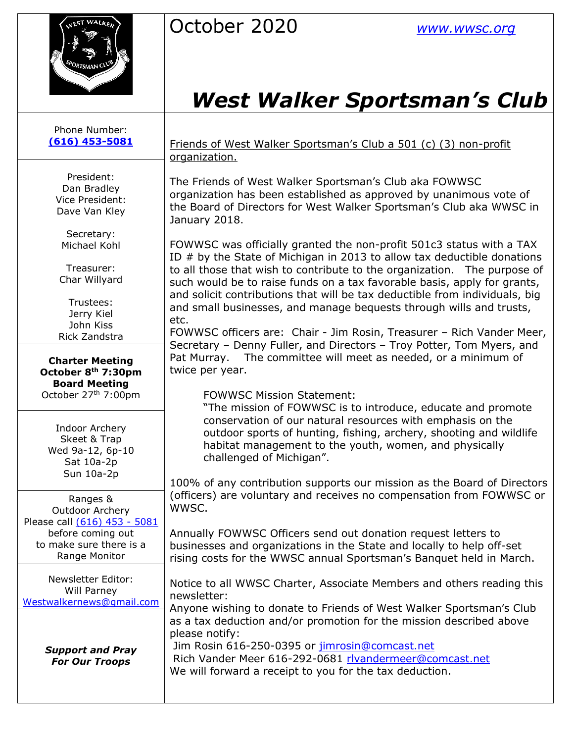October 2020 www.wwsc.org

# West Walker Sportsman's Club

Phone Number:
**(616) 453-5081**

President:
Dan Bradley
Vice President:
Dave Van Kley

Secretary:
Michael Kohl

Treasurer:
Char Willyard

Trustees:
Jerry Kiel
John Kiss
Rick Zandstra

**Charter Meeting**
**October 8th 7:30pm**
**Board Meeting**
October 27th 7:00pm

Indoor Archery
Skeet & Trap
Wed 9a-12, 6p-10
Sat 10a-2p
Sun 10a-2p

Ranges &
Outdoor Archery
Please call (616) 453 - 5081
before coming out
to make sure there is a
Range Monitor

Newsletter Editor:
Will Parney
Westwalkernews@gmail.com

***Support and Pray***
***For Our Troops***

Friends of West Walker Sportsman's Club a 501 (c) (3) non-profit organization.

The Friends of West Walker Sportsman's Club aka FOWWSC organization has been established as approved by unanimous vote of the Board of Directors for West Walker Sportsman's Club aka WWSC in January 2018.

FOWWSC was officially granted the non-profit 501c3 status with a TAX ID # by the State of Michigan in 2013 to allow tax deductible donations to all those that wish to contribute to the organization. The purpose of such would be to raise funds on a tax favorable basis, apply for grants, and solicit contributions that will be tax deductible from individuals, big and small businesses, and manage bequests through wills and trusts, etc.
FOWWSC officers are: Chair - Jim Rosin, Treasurer – Rich Vander Meer, Secretary – Denny Fuller, and Directors – Troy Potter, Tom Myers, and Pat Murray. The committee will meet as needed, or a minimum of twice per year.

> FOWWSC Mission Statement:
> "The mission of FOWWSC is to introduce, educate and promote conservation of our natural resources with emphasis on the outdoor sports of hunting, fishing, archery, shooting and wildlife habitat management to the youth, women, and physically challenged of Michigan".

100% of any contribution supports our mission as the Board of Directors (officers) are voluntary and receives no compensation from FOWWSC or WWSC.

Annually FOWWSC Officers send out donation request letters to businesses and organizations in the State and locally to help off-set rising costs for the WWSC annual Sportsman's Banquet held in March.

Notice to all WWSC Charter, Associate Members and others reading this newsletter:
Anyone wishing to donate to Friends of West Walker Sportsman's Club as a tax deduction and/or promotion for the mission described above please notify:
Jim Rosin 616-250-0395 or jimrosin@comcast.net
Rich Vander Meer 616-292-0681 rlvandermeer@comcast.net
We will forward a receipt to you for the tax deduction.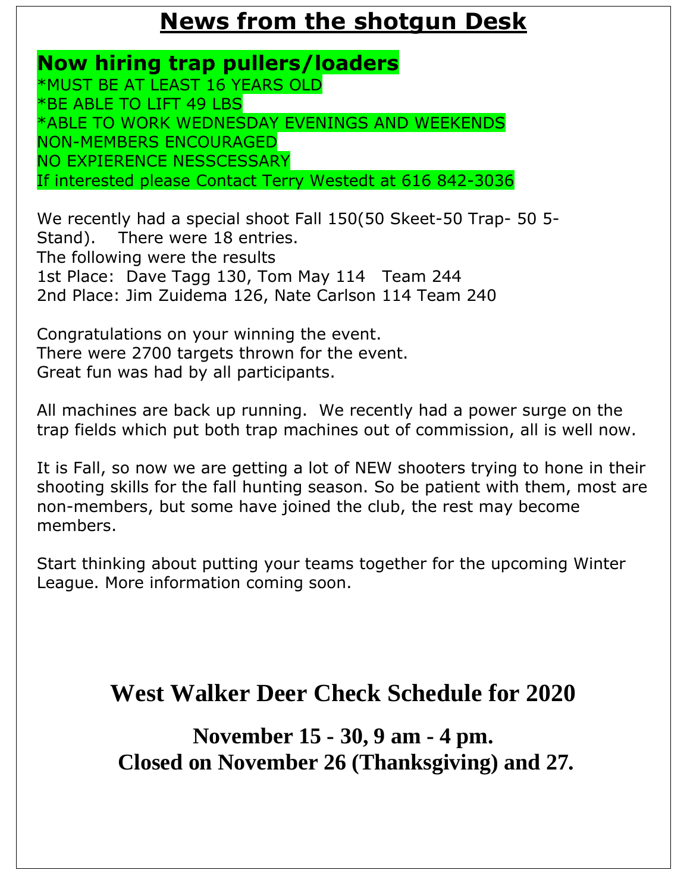# News from the shotgun Desk

**Now hiring trap pullers/loaders**

*MUST BE AT LEAST 16 YEARS OLD
*BE ABLE TO LIFT 49 LBS
*ABLE TO WORK WEDNESDAY EVENINGS AND WEEKENDS
NON-MEMBERS ENCOURAGED
NO EXPIERENCE NESSCESSARY
If interested please Contact Terry Westedt at 616 842-3036

We recently had a special shoot Fall 150(50 Skeet-50 Trap- 50 5-Stand). There were 18 entries.
The following were the results
1st Place: Dave Tagg 130, Tom May 114 Team 244
2nd Place: Jim Zuidema 126, Nate Carlson 114 Team 240

Congratulations on your winning the event.
There were 2700 targets thrown for the event.
Great fun was had by all participants.

All machines are back up running. We recently had a power surge on the trap fields which put both trap machines out of commission, all is well now.

It is Fall, so now we are getting a lot of NEW shooters trying to hone in their shooting skills for the fall hunting season. So be patient with them, most are non-members, but some have joined the club, the rest may become members.

Start thinking about putting your teams together for the upcoming Winter League. More information coming soon.

## West Walker Deer Check Schedule for 2020

**November 15 - 30, 9 am - 4 pm.**
**Closed on November 26 (Thanksgiving) and 27.**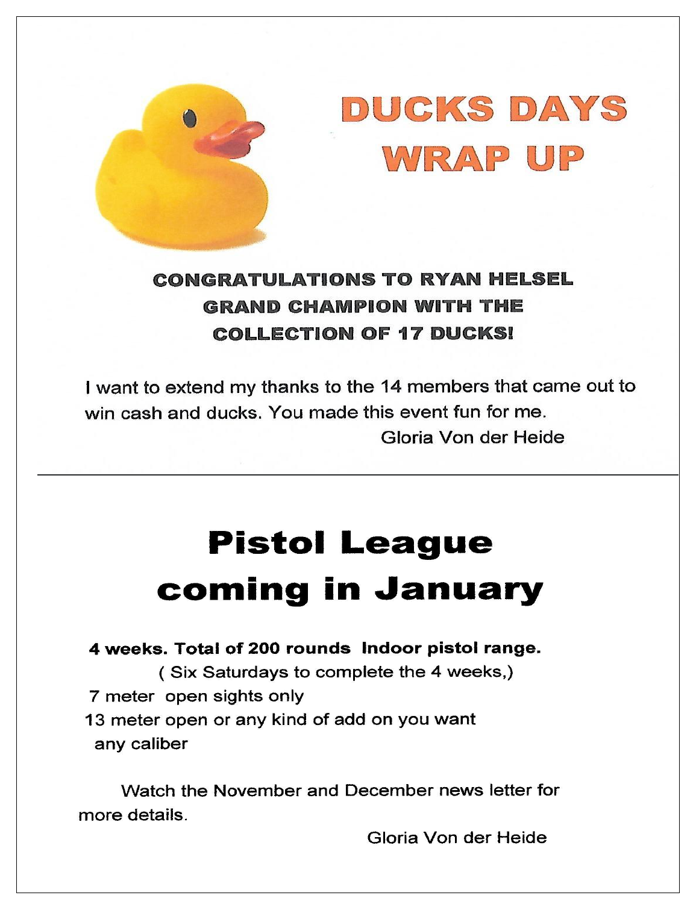# DUCKS DAYS WRAP UP

**CONGRATULATIONS TO RYAN HELSEL GRAND CHAMPION WITH THE COLLECTION OF 17 DUCKS!**

I want to extend my thanks to the 14 members that came out to win cash and ducks. You made this event fun for me.

Gloria Von der Heide

---

# Pistol League coming in January

**4 weeks. Total of 200 rounds Indoor pistol range.**

( Six Saturdays to complete the 4 weeks,)

7 meter open sights only

13 meter open or any kind of add on you want

any caliber

Watch the November and December news letter for more details.

Gloria Von der Heide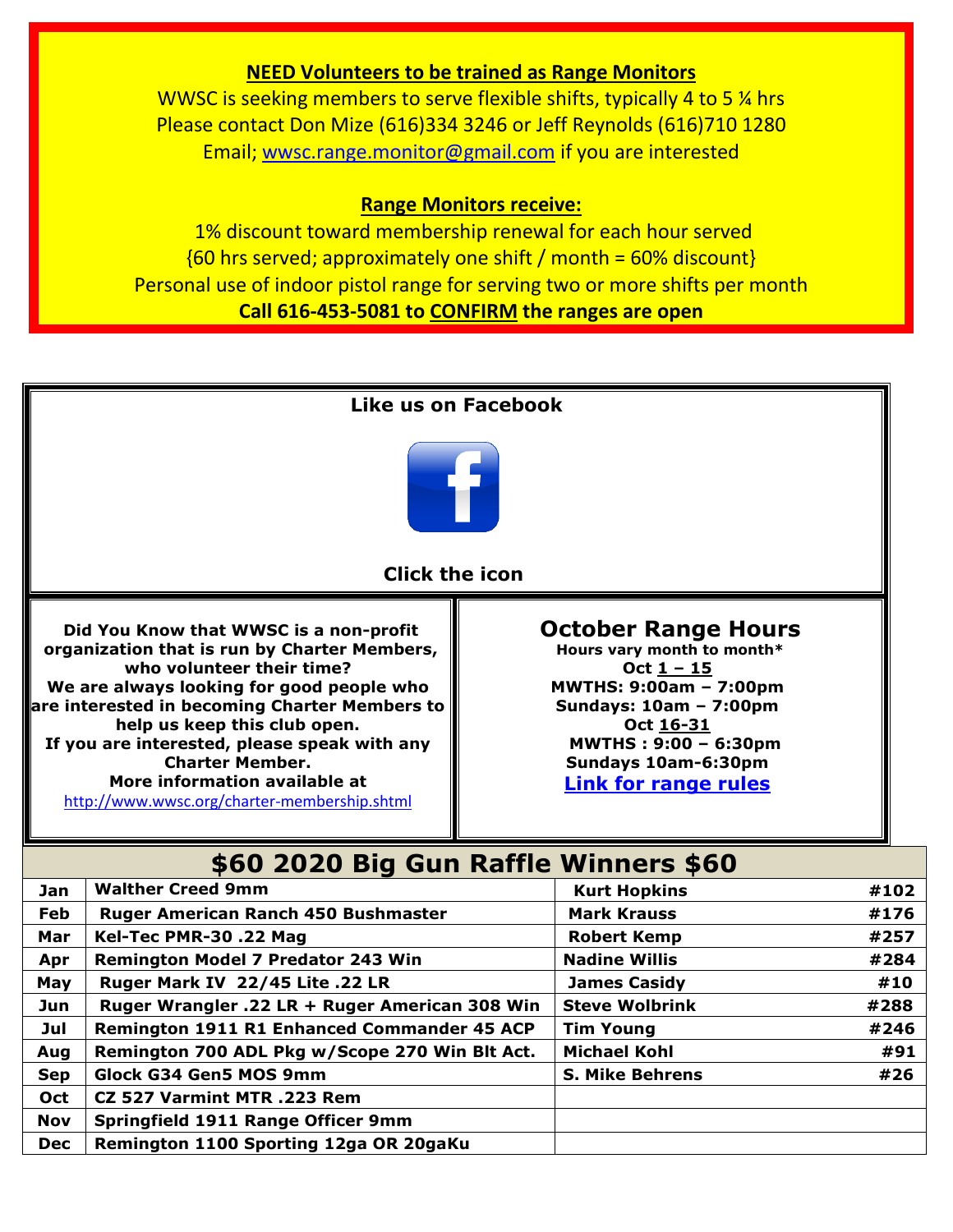**NEED Volunteers to be trained as Range Monitors**

WWSC is seeking members to serve flexible shifts, typically 4 to 5 ¼ hrs
Please contact Don Mize (616)334 3246 or Jeff Reynolds (616)710 1280
Email; wwsc.range.monitor@gmail.com if you are interested

**Range Monitors receive:**

1% discount toward membership renewal for each hour served
{60 hrs served; approximately one shift / month = 60% discount}
Personal use of indoor pistol range for serving two or more shifts per month

**Call 616-453-5081 to CONFIRM the ranges are open**

**Like us on Facebook**

**Click the icon**

**Did You Know that WWSC is a non-profit organization that is run by Charter Members, who volunteer their time?**
**We are always looking for good people who are interested in becoming Charter Members to help us keep this club open.**
**If you are interested, please speak with any Charter Member.**
**More information available at**
http://www.wwsc.org/charter-membership.shtml

## October Range Hours

**Hours vary month to month***

**Oct 1 – 15**
**MWTHS: 9:00am – 7:00pm**
**Sundays: 10am – 7:00pm**

**Oct 16-31**
**MWTHS : 9:00 – 6:30pm**
**Sundays 10am-6:30pm**

**Link for range rules**

## $60 2020 Big Gun Raffle Winners $60

| | | | |
|---|---|---|---|
| Jan | Walther Creed 9mm | Kurt Hopkins | #102 |
| Feb | Ruger American Ranch 450 Bushmaster | Mark Krauss | #176 |
| Mar | Kel-Tec PMR-30 .22 Mag | Robert Kemp | #257 |
| Apr | Remington Model 7 Predator 243 Win | Nadine Willis | #284 |
| May | Ruger Mark IV 22/45 Lite .22 LR | James Casidy | #10 |
| Jun | Ruger Wrangler .22 LR + Ruger American 308 Win | Steve Wolbrink | #288 |
| Jul | Remington 1911 R1 Enhanced Commander 45 ACP | Tim Young | #246 |
| Aug | Remington 700 ADL Pkg w/Scope 270 Win Blt Act. | Michael Kohl | #91 |
| Sep | Glock G34 Gen5 MOS 9mm | S. Mike Behrens | #26 |
| Oct | CZ 527 Varmint MTR .223 Rem | | |
| Nov | Springfield 1911 Range Officer 9mm | | |
| Dec | Remington 1100 Sporting 12ga OR 20gaKu | | |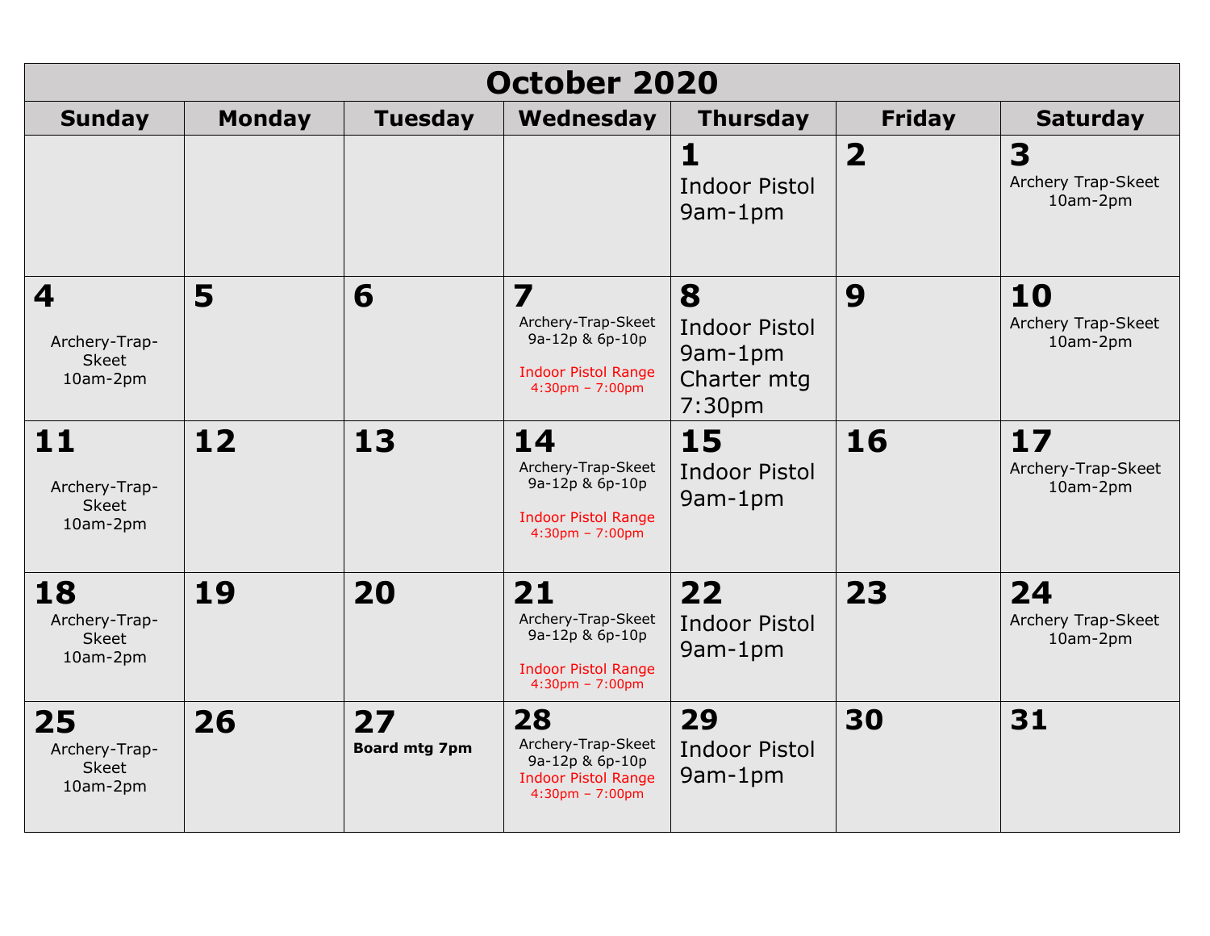# October 2020

| Sunday | Monday | Tuesday | Wednesday | Thursday | Friday | Saturday |
|---|---|---|---|---|---|---|
| | | | | **1** Indoor Pistol 9am-1pm | **2** | **3** Archery Trap-Skeet 10am-2pm |
| **4** Archery-Trap-Skeet 10am-2pm | **5** | **6** | **7** Archery-Trap-Skeet 9a-12p & 6p-10p Indoor Pistol Range 4:30pm – 7:00pm | **8** Indoor Pistol 9am-1pm Charter mtg 7:30pm | **9** | **10** Archery Trap-Skeet 10am-2pm |
| **11** Archery-Trap-Skeet 10am-2pm | **12** | **13** | **14** Archery-Trap-Skeet 9a-12p & 6p-10p Indoor Pistol Range 4:30pm – 7:00pm | **15** Indoor Pistol 9am-1pm | **16** | **17** Archery-Trap-Skeet 10am-2pm |
| **18** Archery-Trap-Skeet 10am-2pm | **19** | **20** | **21** Archery-Trap-Skeet 9a-12p & 6p-10p Indoor Pistol Range 4:30pm – 7:00pm | **22** Indoor Pistol 9am-1pm | **23** | **24** Archery Trap-Skeet 10am-2pm |
| **25** Archery-Trap-Skeet 10am-2pm | **26** | **27** **Board mtg 7pm** | **28** Archery-Trap-Skeet 9a-12p & 6p-10p Indoor Pistol Range 4:30pm – 7:00pm | **29** Indoor Pistol 9am-1pm | **30** | **31** |